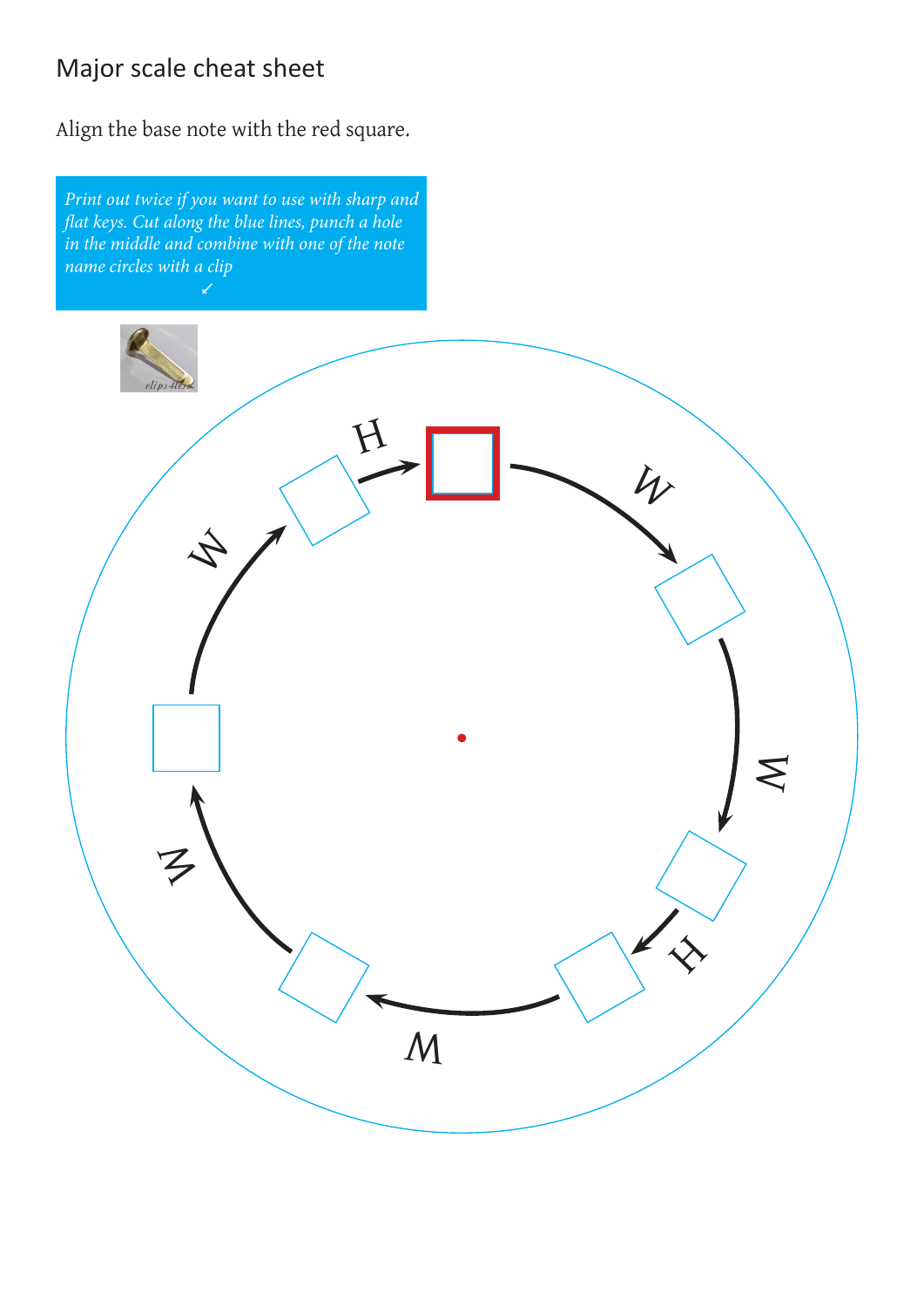Major scale cheat sheet

Align the base note with the red square.

*Print out twice if you want to use with sharp and flat keys. Cut along the blue lines, punch a hole in the middle and combine with one of the note name circles with a clip*
*↙*

W W H W W W H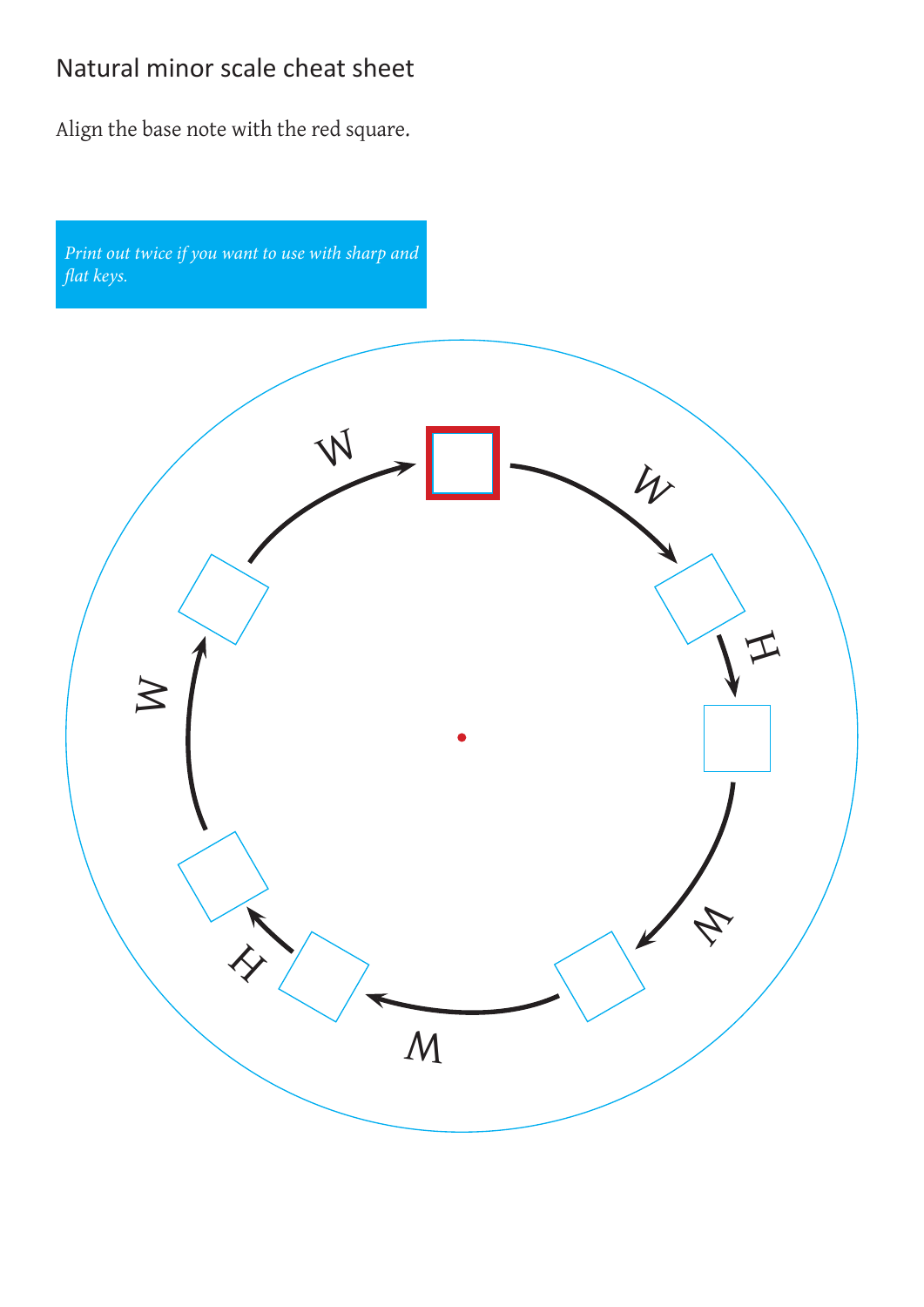# Natural minor scale cheat sheet

Align the base note with the red square.

*Print out twice if you want to use with sharp and flat keys.*

W

H

W

W

H

W

W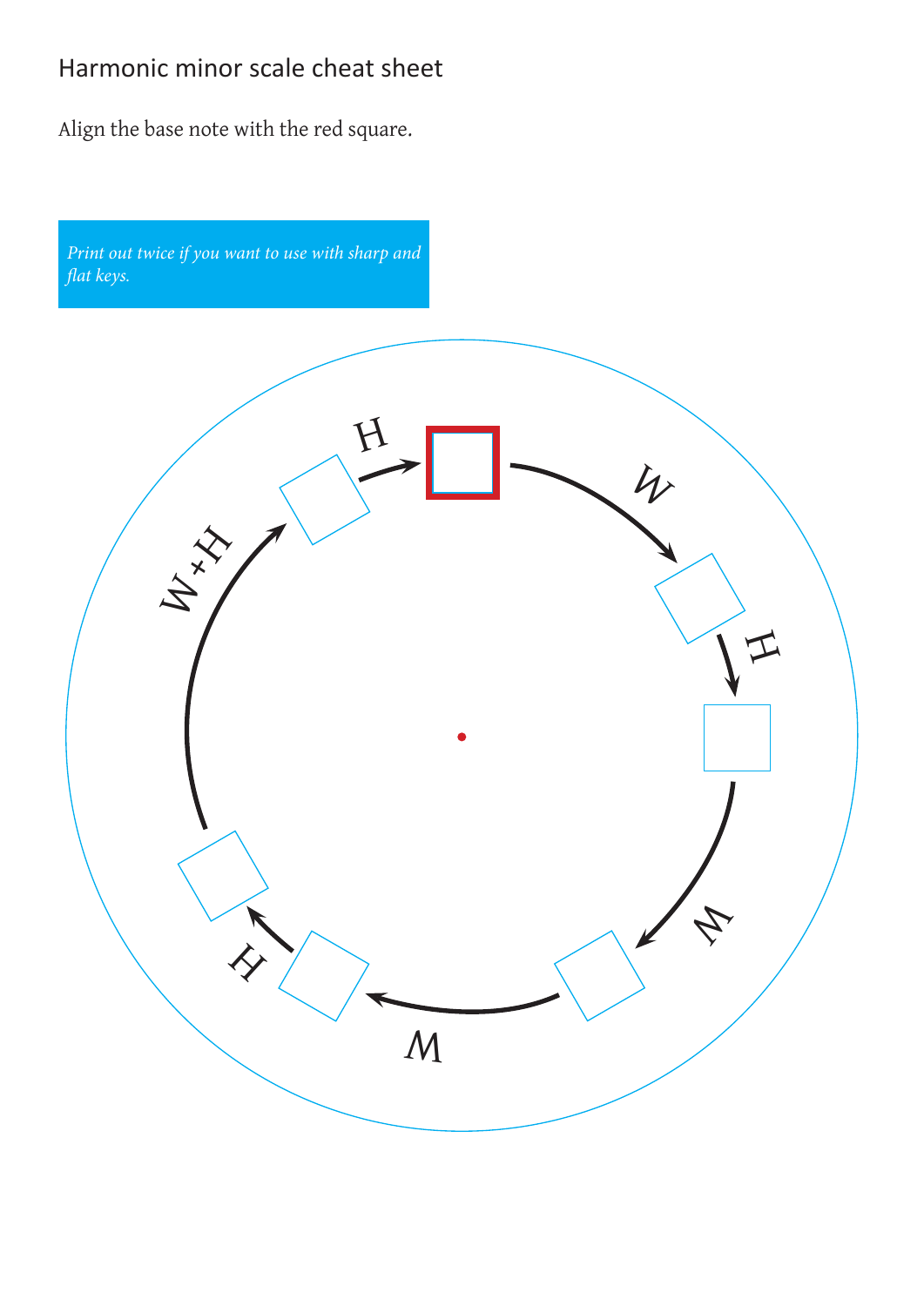Harmonic minor scale cheat sheet

Align the base note with the red square.

*Print out twice if you want to use with sharp and flat keys.*

W

H

W

W

H

W+H

H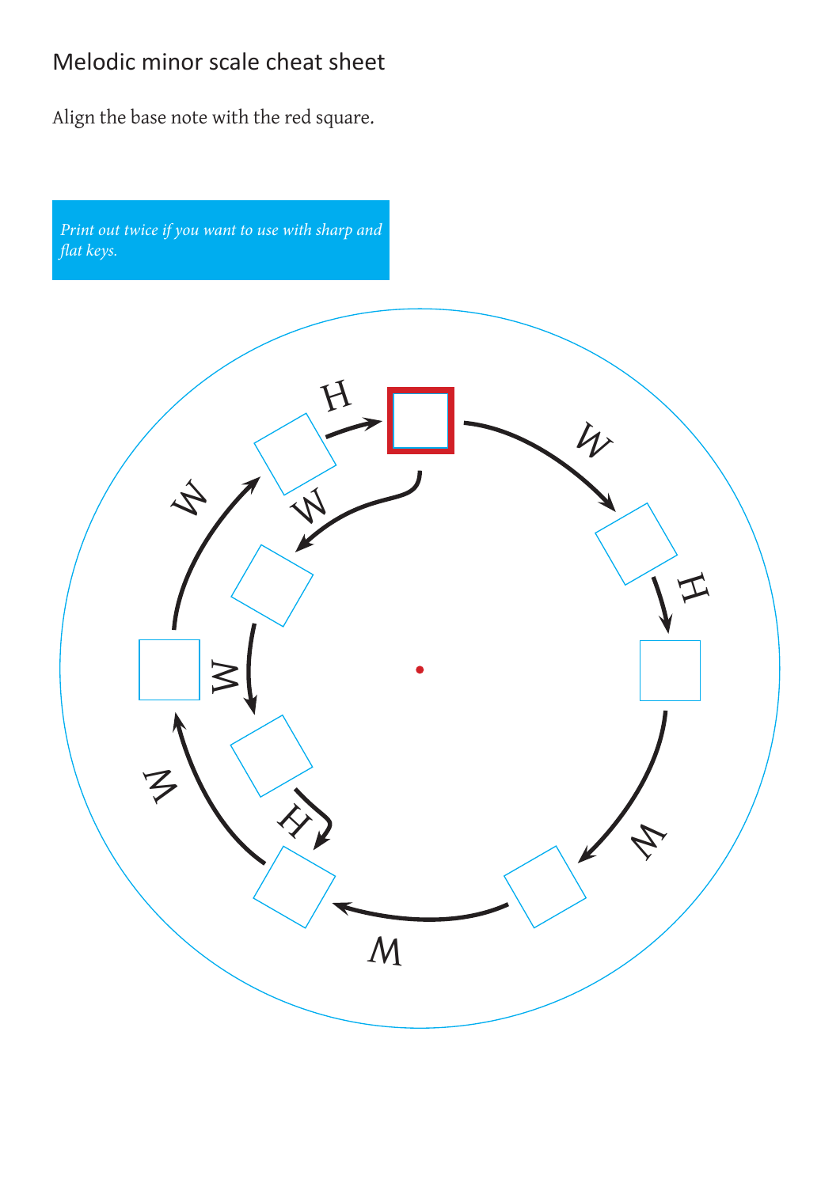# Melodic minor scale cheat sheet

Align the base note with the red square.

*Print out twice if you want to use with sharp and flat keys.*

W

H

W

W

W

H

W

W

W

H

W

H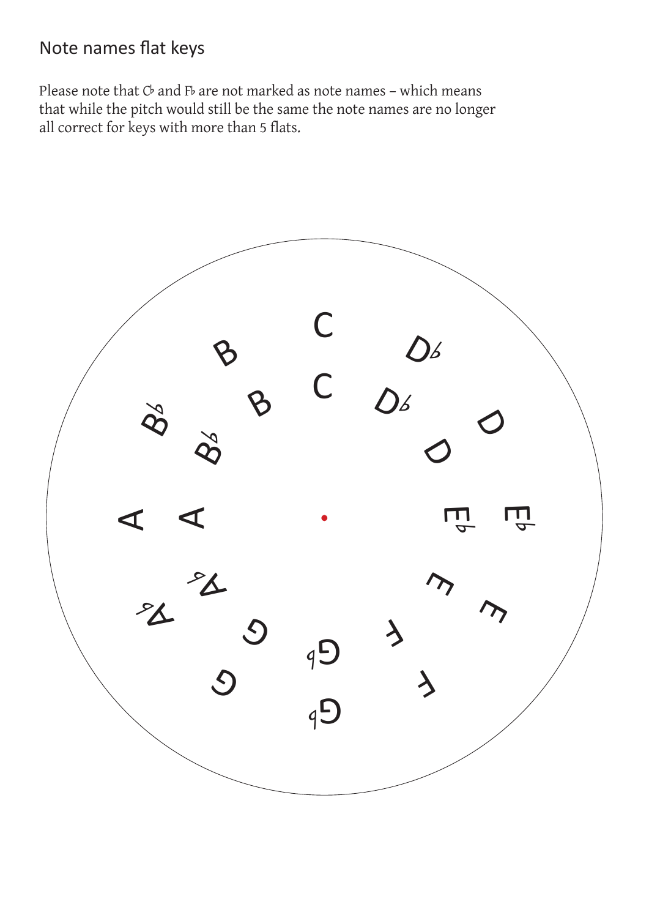## Note names flat keys

Please note that C♭ and F♭ are not marked as note names – which means that while the pitch would still be the same the note names are no longer all correct for keys with more than 5 flats.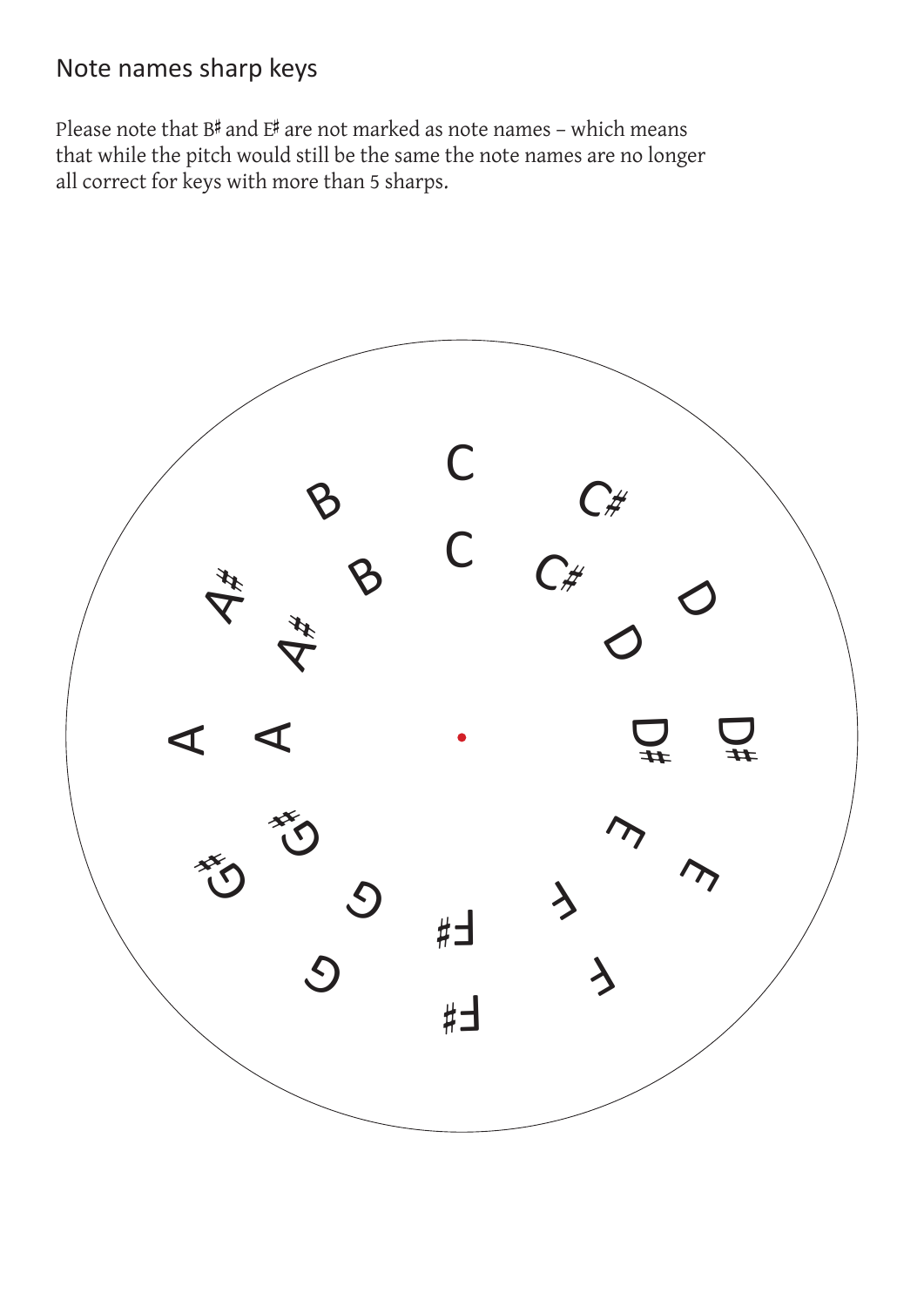# Note names sharp keys

Please note that B♯ and E♯ are not marked as note names – which means that while the pitch would still be the same the note names are no longer all correct for keys with more than 5 sharps.

C
C♯
D
D♯
E
F
F♯
G
G♯
A
A♯
B

C
C♯
D
D♯
E
F
F♯
G
G♯
A
A♯
B